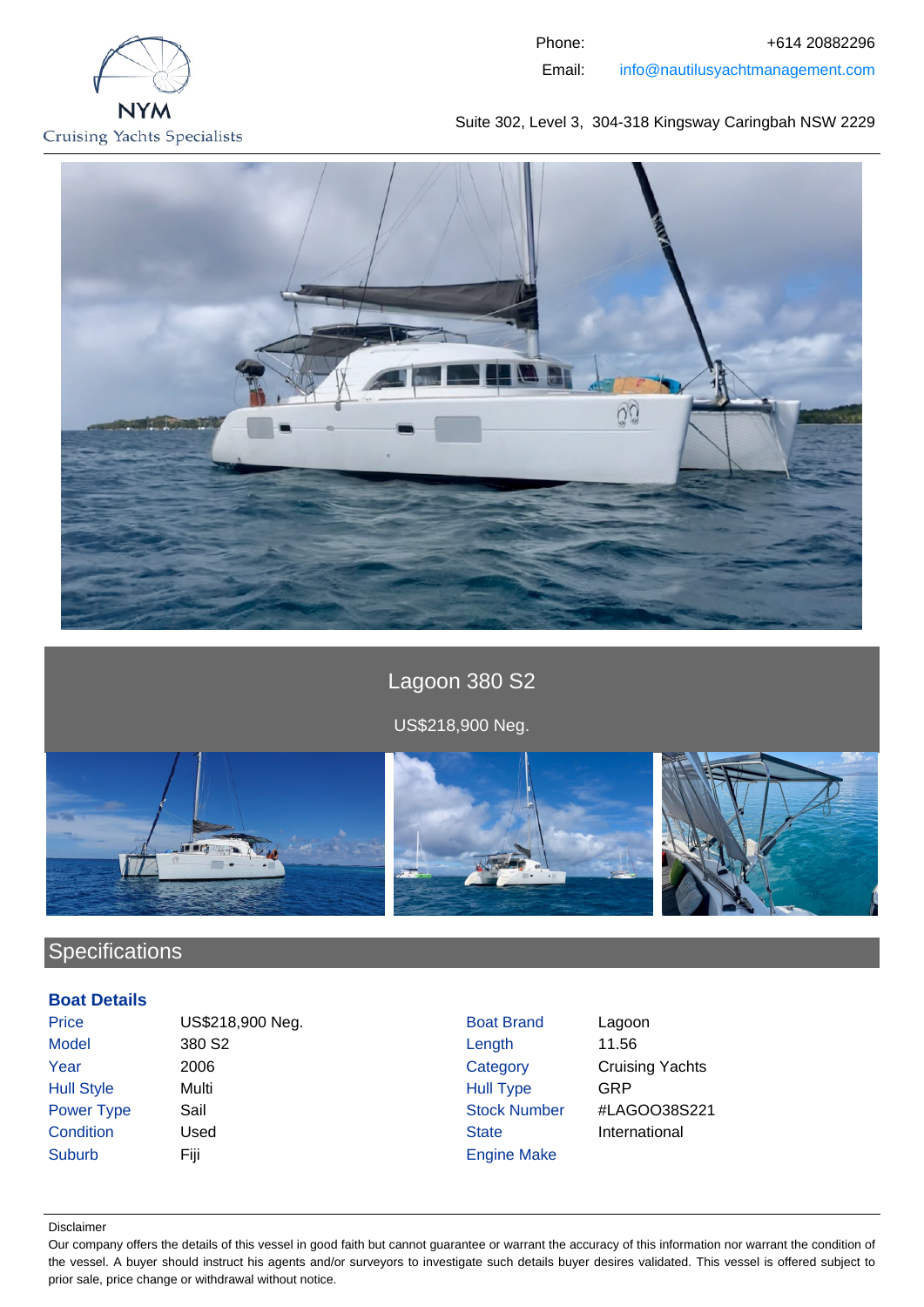NYM
Cruising Yachts Specialists

Phone: +614 20882296
Email: info@nautilusyachtmanagement.com

Suite 302, Level 3, 304-318 Kingsway Caringbah NSW 2229

# Lagoon 380 S2

US$218,900 Neg.

## Specifications

### Boat Details

| | | | |
|---|---|---|---|
| Price | US$218,900 Neg. | Boat Brand | Lagoon |
| Model | 380 S2 | Length | 11.56 |
| Year | 2006 | Category | Cruising Yachts |
| Hull Style | Multi | Hull Type | GRP |
| Power Type | Sail | Stock Number | #LAGOO38S221 |
| Condition | Used | State | International |
| Suburb | Fiji | Engine Make | |

Disclaimer

Our company offers the details of this vessel in good faith but cannot guarantee or warrant the accuracy of this information nor warrant the condition of the vessel. A buyer should instruct his agents and/or surveyors to investigate such details buyer desires validated. This vessel is offered subject to prior sale, price change or withdrawal without notice.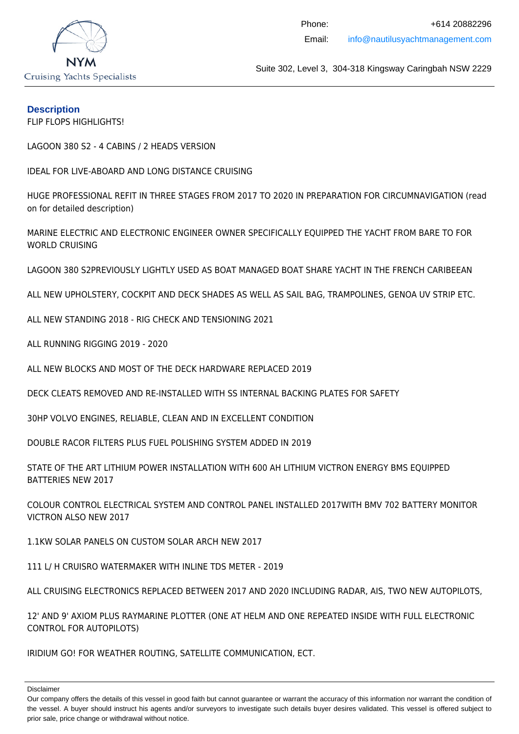## Description

FLIP FLOPS HIGHLIGHTS!

LAGOON 380 S2 - 4 CABINS / 2 HEADS VERSION

IDEAL FOR LIVE-ABOARD AND LONG DISTANCE CRUISING

HUGE PROFESSIONAL REFIT IN THREE STAGES FROM 2017 TO 2020 IN PREPARATION FOR CIRCUMNAVIGATION (read on for detailed description)

MARINE ELECTRIC AND ELECTRONIC ENGINEER OWNER SPECIFICALLY EQUIPPED THE YACHT FROM BARE TO FOR WORLD CRUISING

LAGOON 380 S2PREVIOUSLY LIGHTLY USED AS BOAT MANAGED BOAT SHARE YACHT IN THE FRENCH CARIBEEAN

ALL NEW UPHOLSTERY, COCKPIT AND DECK SHADES AS WELL AS SAIL BAG, TRAMPOLINES, GENOA UV STRIP ETC.

ALL NEW STANDING 2018 - RIG CHECK AND TENSIONING 2021

ALL RUNNING RIGGING 2019 - 2020

ALL NEW BLOCKS AND MOST OF THE DECK HARDWARE REPLACED 2019

DECK CLEATS REMOVED AND RE-INSTALLED WITH SS INTERNAL BACKING PLATES FOR SAFETY

30HP VOLVO ENGINES, RELIABLE, CLEAN AND IN EXCELLENT CONDITION

DOUBLE RACOR FILTERS PLUS FUEL POLISHING SYSTEM ADDED IN 2019

STATE OF THE ART LITHIUM POWER INSTALLATION WITH 600 AH LITHIUM VICTRON ENERGY BMS EQUIPPED BATTERIES NEW 2017

COLOUR CONTROL ELECTRICAL SYSTEM AND CONTROL PANEL INSTALLED 2017WITH BMV 702 BATTERY MONITOR VICTRON ALSO NEW 2017

1.1KW SOLAR PANELS ON CUSTOM SOLAR ARCH NEW 2017

111 L/ H CRUISRO WATERMAKER WITH INLINE TDS METER - 2019

ALL CRUISING ELECTRONICS REPLACED BETWEEN 2017 AND 2020 INCLUDING RADAR, AIS, TWO NEW AUTOPILOTS,

12' AND 9' AXIOM PLUS RAYMARINE PLOTTER (ONE AT HELM AND ONE REPEATED INSIDE WITH FULL ELECTRONIC CONTROL FOR AUTOPILOTS)

IRIDIUM GO! FOR WEATHER ROUTING, SATELLITE COMMUNICATION, ECT.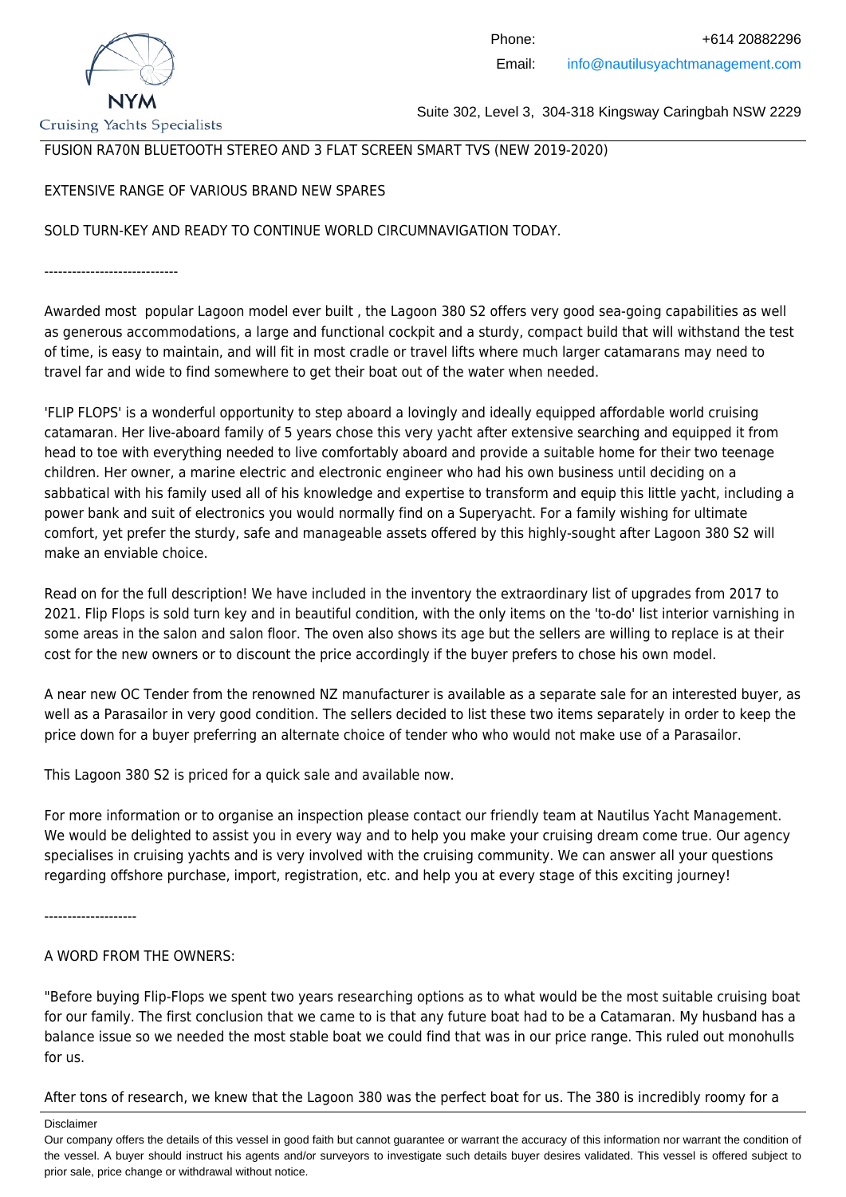FUSION RA70N BLUETOOTH STEREO AND 3 FLAT SCREEN SMART TVS (NEW 2019-2020)

EXTENSIVE RANGE OF VARIOUS BRAND NEW SPARES

SOLD TURN-KEY AND READY TO CONTINUE WORLD CIRCUMNAVIGATION TODAY.

-----------------------------

Awarded most popular Lagoon model ever built , the Lagoon 380 S2 offers very good sea-going capabilities as well as generous accommodations, a large and functional cockpit and a sturdy, compact build that will withstand the test of time, is easy to maintain, and will fit in most cradle or travel lifts where much larger catamarans may need to travel far and wide to find somewhere to get their boat out of the water when needed.

'FLIP FLOPS' is a wonderful opportunity to step aboard a lovingly and ideally equipped affordable world cruising catamaran. Her live-aboard family of 5 years chose this very yacht after extensive searching and equipped it from head to toe with everything needed to live comfortably aboard and provide a suitable home for their two teenage children. Her owner, a marine electric and electronic engineer who had his own business until deciding on a sabbatical with his family used all of his knowledge and expertise to transform and equip this little yacht, including a power bank and suit of electronics you would normally find on a Superyacht. For a family wishing for ultimate comfort, yet prefer the sturdy, safe and manageable assets offered by this highly-sought after Lagoon 380 S2 will make an enviable choice.

Read on for the full description! We have included in the inventory the extraordinary list of upgrades from 2017 to 2021. Flip Flops is sold turn key and in beautiful condition, with the only items on the 'to-do' list interior varnishing in some areas in the salon and salon floor. The oven also shows its age but the sellers are willing to replace is at their cost for the new owners or to discount the price accordingly if the buyer prefers to chose his own model.

A near new OC Tender from the renowned NZ manufacturer is available as a separate sale for an interested buyer, as well as a Parasailor in very good condition. The sellers decided to list these two items separately in order to keep the price down for a buyer preferring an alternate choice of tender who who would not make use of a Parasailor.

This Lagoon 380 S2 is priced for a quick sale and available now.

For more information or to organise an inspection please contact our friendly team at Nautilus Yacht Management. We would be delighted to assist you in every way and to help you make your cruising dream come true. Our agency specialises in cruising yachts and is very involved with the cruising community. We can answer all your questions regarding offshore purchase, import, registration, etc. and help you at every stage of this exciting journey!

--------------------

A WORD FROM THE OWNERS:

"Before buying Flip-Flops we spent two years researching options as to what would be the most suitable cruising boat for our family. The first conclusion that we came to is that any future boat had to be a Catamaran. My husband has a balance issue so we needed the most stable boat we could find that was in our price range. This ruled out monohulls for us.

After tons of research, we knew that the Lagoon 380 was the perfect boat for us. The 380 is incredibly roomy for a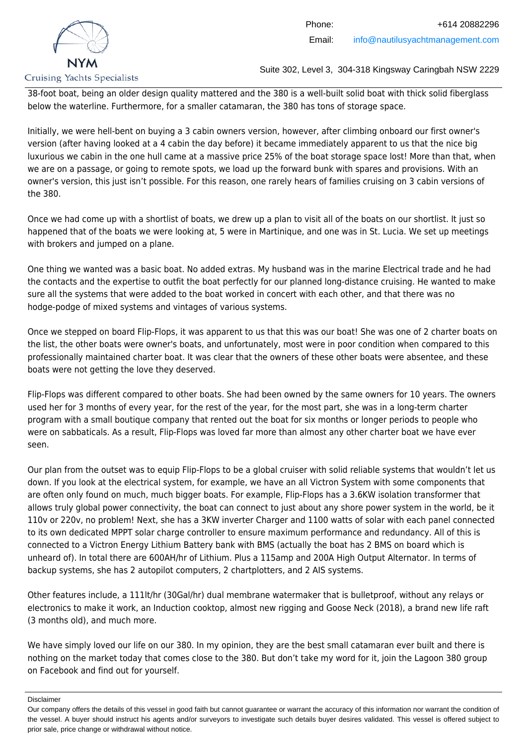38-foot boat, being an older design quality mattered and the 380 is a well-built solid boat with thick solid fiberglass below the waterline. Furthermore, for a smaller catamaran, the 380 has tons of storage space.

Initially, we were hell-bent on buying a 3 cabin owners version, however, after climbing onboard our first owner's version (after having looked at a 4 cabin the day before) it became immediately apparent to us that the nice big luxurious we cabin in the one hull came at a massive price 25% of the boat storage space lost! More than that, when we are on a passage, or going to remote spots, we load up the forward bunk with spares and provisions. With an owner's version, this just isn't possible. For this reason, one rarely hears of families cruising on 3 cabin versions of the 380.

Once we had come up with a shortlist of boats, we drew up a plan to visit all of the boats on our shortlist. It just so happened that of the boats we were looking at, 5 were in Martinique, and one was in St. Lucia. We set up meetings with brokers and jumped on a plane.

One thing we wanted was a basic boat. No added extras. My husband was in the marine Electrical trade and he had the contacts and the expertise to outfit the boat perfectly for our planned long-distance cruising. He wanted to make sure all the systems that were added to the boat worked in concert with each other, and that there was no hodge-podge of mixed systems and vintages of various systems.

Once we stepped on board Flip-Flops, it was apparent to us that this was our boat! She was one of 2 charter boats on the list, the other boats were owner's boats, and unfortunately, most were in poor condition when compared to this professionally maintained charter boat. It was clear that the owners of these other boats were absentee, and these boats were not getting the love they deserved.

Flip-Flops was different compared to other boats. She had been owned by the same owners for 10 years. The owners used her for 3 months of every year, for the rest of the year, for the most part, she was in a long-term charter program with a small boutique company that rented out the boat for six months or longer periods to people who were on sabbaticals. As a result, Flip-Flops was loved far more than almost any other charter boat we have ever seen.

Our plan from the outset was to equip Flip-Flops to be a global cruiser with solid reliable systems that wouldn't let us down. If you look at the electrical system, for example, we have an all Victron System with some components that are often only found on much, much bigger boats. For example, Flip-Flops has a 3.6KW isolation transformer that allows truly global power connectivity, the boat can connect to just about any shore power system in the world, be it 110v or 220v, no problem! Next, she has a 3KW inverter Charger and 1100 watts of solar with each panel connected to its own dedicated MPPT solar charge controller to ensure maximum performance and redundancy. All of this is connected to a Victron Energy Lithium Battery bank with BMS (actually the boat has 2 BMS on board which is unheard of). In total there are 600AH/hr of Lithium. Plus a 115amp and 200A High Output Alternator. In terms of backup systems, she has 2 autopilot computers, 2 chartplotters, and 2 AIS systems.

Other features include, a 111lt/hr (30Gal/hr) dual membrane watermaker that is bulletproof, without any relays or electronics to make it work, an Induction cooktop, almost new rigging and Goose Neck (2018), a brand new life raft (3 months old), and much more.

We have simply loved our life on our 380. In my opinion, they are the best small catamaran ever built and there is nothing on the market today that comes close to the 380. But don't take my word for it, join the Lagoon 380 group on Facebook and find out for yourself.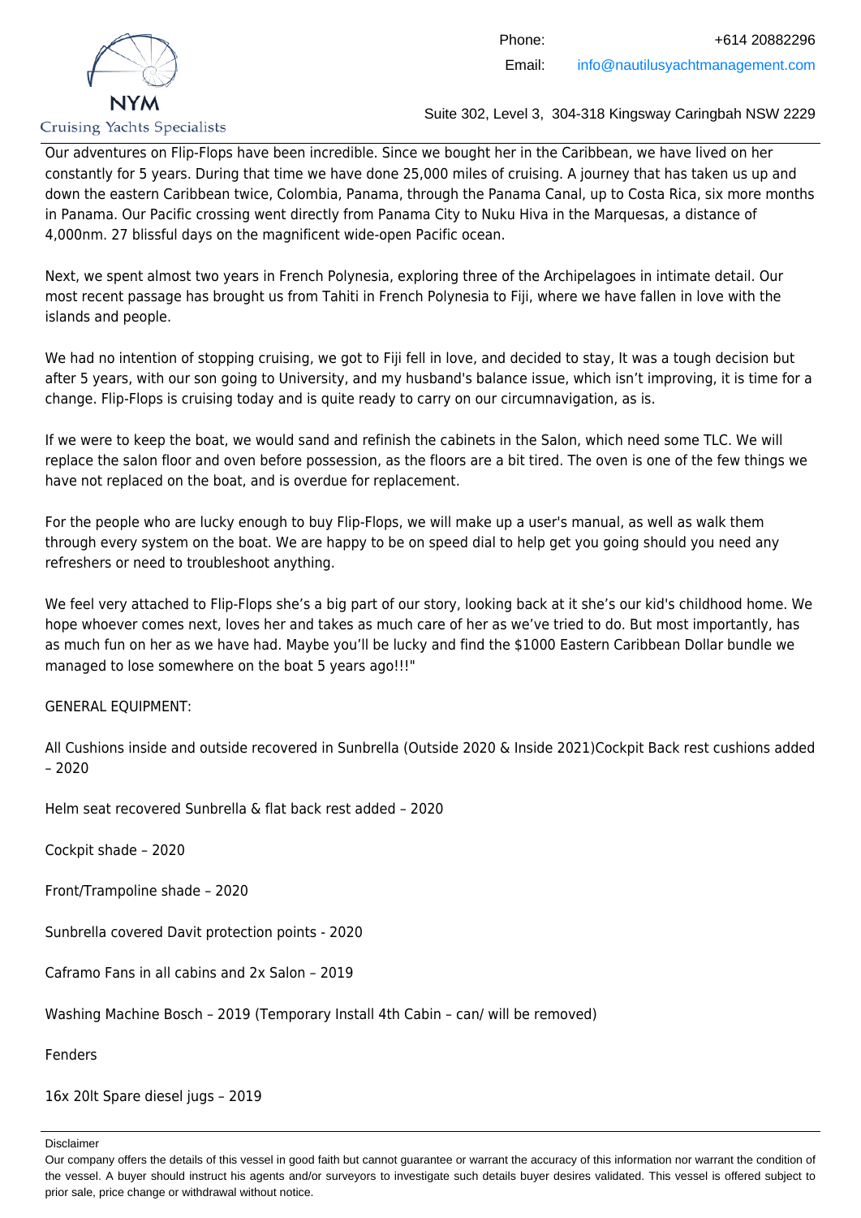Our adventures on Flip-Flops have been incredible. Since we bought her in the Caribbean, we have lived on her constantly for 5 years. During that time we have done 25,000 miles of cruising. A journey that has taken us up and down the eastern Caribbean twice, Colombia, Panama, through the Panama Canal, up to Costa Rica, six more months in Panama. Our Pacific crossing went directly from Panama City to Nuku Hiva in the Marquesas, a distance of 4,000nm. 27 blissful days on the magnificent wide-open Pacific ocean.

Next, we spent almost two years in French Polynesia, exploring three of the Archipelagoes in intimate detail. Our most recent passage has brought us from Tahiti in French Polynesia to Fiji, where we have fallen in love with the islands and people.

We had no intention of stopping cruising, we got to Fiji fell in love, and decided to stay, It was a tough decision but after 5 years, with our son going to University, and my husband's balance issue, which isn't improving, it is time for a change. Flip-Flops is cruising today and is quite ready to carry on our circumnavigation, as is.

If we were to keep the boat, we would sand and refinish the cabinets in the Salon, which need some TLC. We will replace the salon floor and oven before possession, as the floors are a bit tired. The oven is one of the few things we have not replaced on the boat, and is overdue for replacement.

For the people who are lucky enough to buy Flip-Flops, we will make up a user's manual, as well as walk them through every system on the boat. We are happy to be on speed dial to help get you going should you need any refreshers or need to troubleshoot anything.

We feel very attached to Flip-Flops she's a big part of our story, looking back at it she's our kid's childhood home. We hope whoever comes next, loves her and takes as much care of her as we've tried to do. But most importantly, has as much fun on her as we have had. Maybe you'll be lucky and find the $1000 Eastern Caribbean Dollar bundle we managed to lose somewhere on the boat 5 years ago!!!"

GENERAL EQUIPMENT:

All Cushions inside and outside recovered in Sunbrella (Outside 2020 & Inside 2021)Cockpit Back rest cushions added – 2020

Helm seat recovered Sunbrella & flat back rest added – 2020

Cockpit shade – 2020

Front/Trampoline shade – 2020

Sunbrella covered Davit protection points - 2020

Caframo Fans in all cabins and 2x Salon – 2019

Washing Machine Bosch – 2019 (Temporary Install 4th Cabin – can/ will be removed)

Fenders

16x 20lt Spare diesel jugs – 2019

Disclaimer

Our company offers the details of this vessel in good faith but cannot guarantee or warrant the accuracy of this information nor warrant the condition of the vessel. A buyer should instruct his agents and/or surveyors to investigate such details buyer desires validated. This vessel is offered subject to prior sale, price change or withdrawal without notice.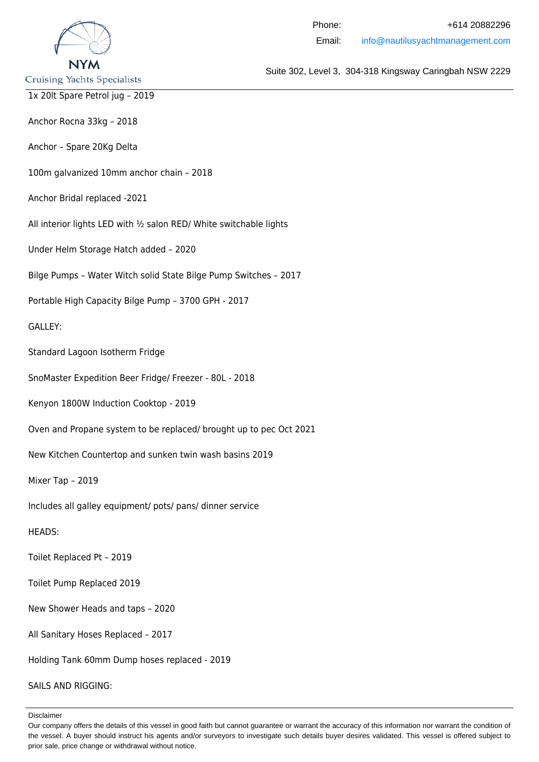1x 20lt Spare Petrol jug – 2019

Anchor Rocna 33kg – 2018

Anchor – Spare 20Kg Delta

100m galvanized 10mm anchor chain – 2018

Anchor Bridal replaced -2021

All interior lights LED with ½ salon RED/ White switchable lights

Under Helm Storage Hatch added – 2020

Bilge Pumps – Water Witch solid State Bilge Pump Switches – 2017

Portable High Capacity Bilge Pump – 3700 GPH - 2017

GALLEY:

Standard Lagoon Isotherm Fridge

SnoMaster Expedition Beer Fridge/ Freezer - 80L - 2018

Kenyon 1800W Induction Cooktop - 2019

Oven and Propane system to be replaced/ brought up to pec Oct 2021

New Kitchen Countertop and sunken twin wash basins 2019

Mixer Tap – 2019

Includes all galley equipment/ pots/ pans/ dinner service

HEADS:

Toilet Replaced Pt – 2019

Toilet Pump Replaced 2019

New Shower Heads and taps – 2020

All Sanitary Hoses Replaced – 2017

Holding Tank 60mm Dump hoses replaced - 2019

SAILS AND RIGGING:

Disclaimer

Our company offers the details of this vessel in good faith but cannot guarantee or warrant the accuracy of this information nor warrant the condition of the vessel. A buyer should instruct his agents and/or surveyors to investigate such details buyer desires validated. This vessel is offered subject to prior sale, price change or withdrawal without notice.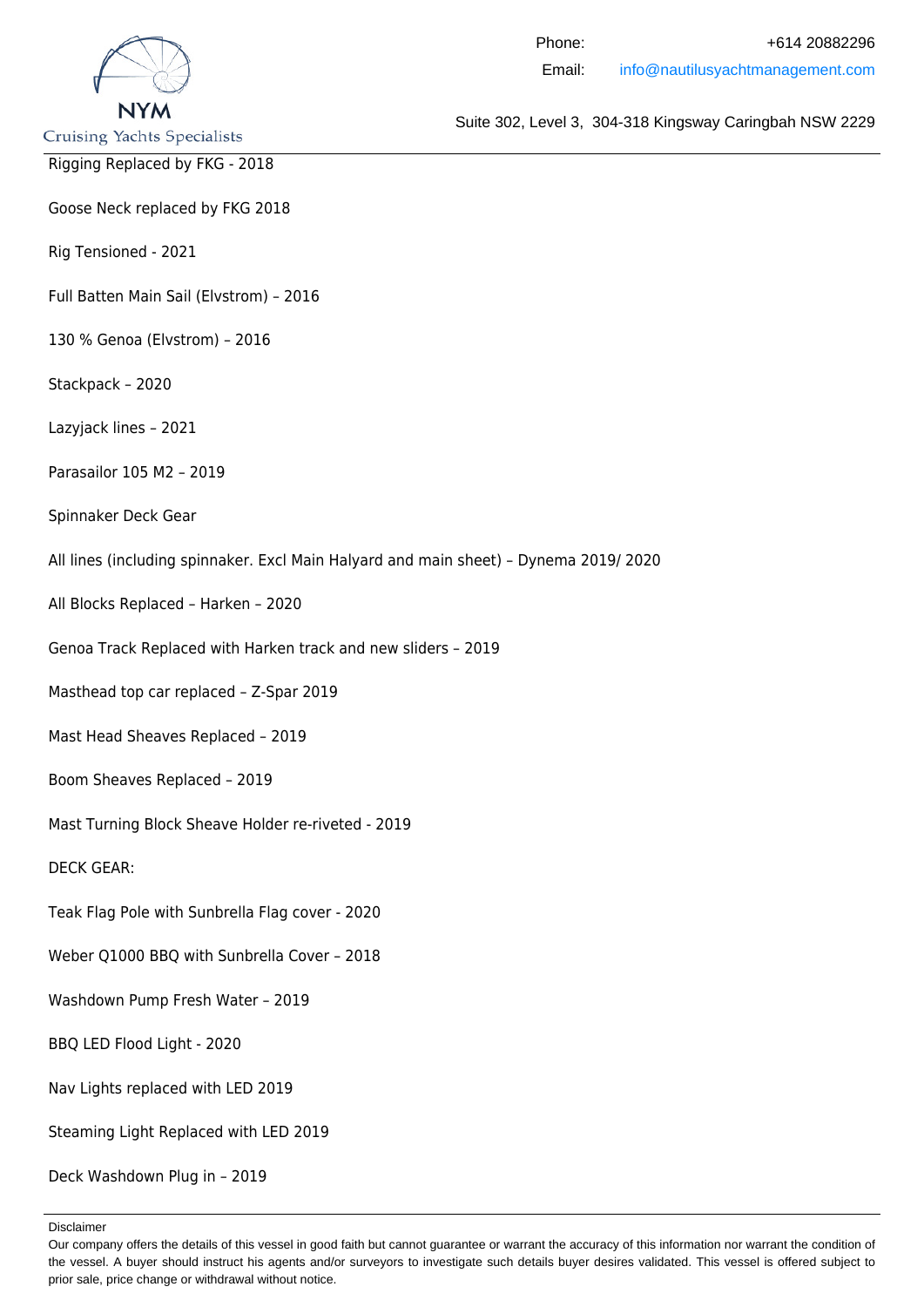Rigging Replaced by FKG - 2018

Goose Neck replaced by FKG 2018

Rig Tensioned - 2021

Full Batten Main Sail (Elvstrom) – 2016

130 % Genoa (Elvstrom) – 2016

Stackpack – 2020

Lazyjack lines – 2021

Parasailor 105 M2 – 2019

Spinnaker Deck Gear

All lines (including spinnaker. Excl Main Halyard and main sheet) – Dynema 2019/ 2020

All Blocks Replaced – Harken – 2020

Genoa Track Replaced with Harken track and new sliders – 2019

Masthead top car replaced – Z-Spar 2019

Mast Head Sheaves Replaced – 2019

Boom Sheaves Replaced – 2019

Mast Turning Block Sheave Holder re-riveted - 2019

DECK GEAR:

Teak Flag Pole with Sunbrella Flag cover - 2020

Weber Q1000 BBQ with Sunbrella Cover – 2018

Washdown Pump Fresh Water – 2019

BBQ LED Flood Light - 2020

Nav Lights replaced with LED 2019

Steaming Light Replaced with LED 2019

Deck Washdown Plug in – 2019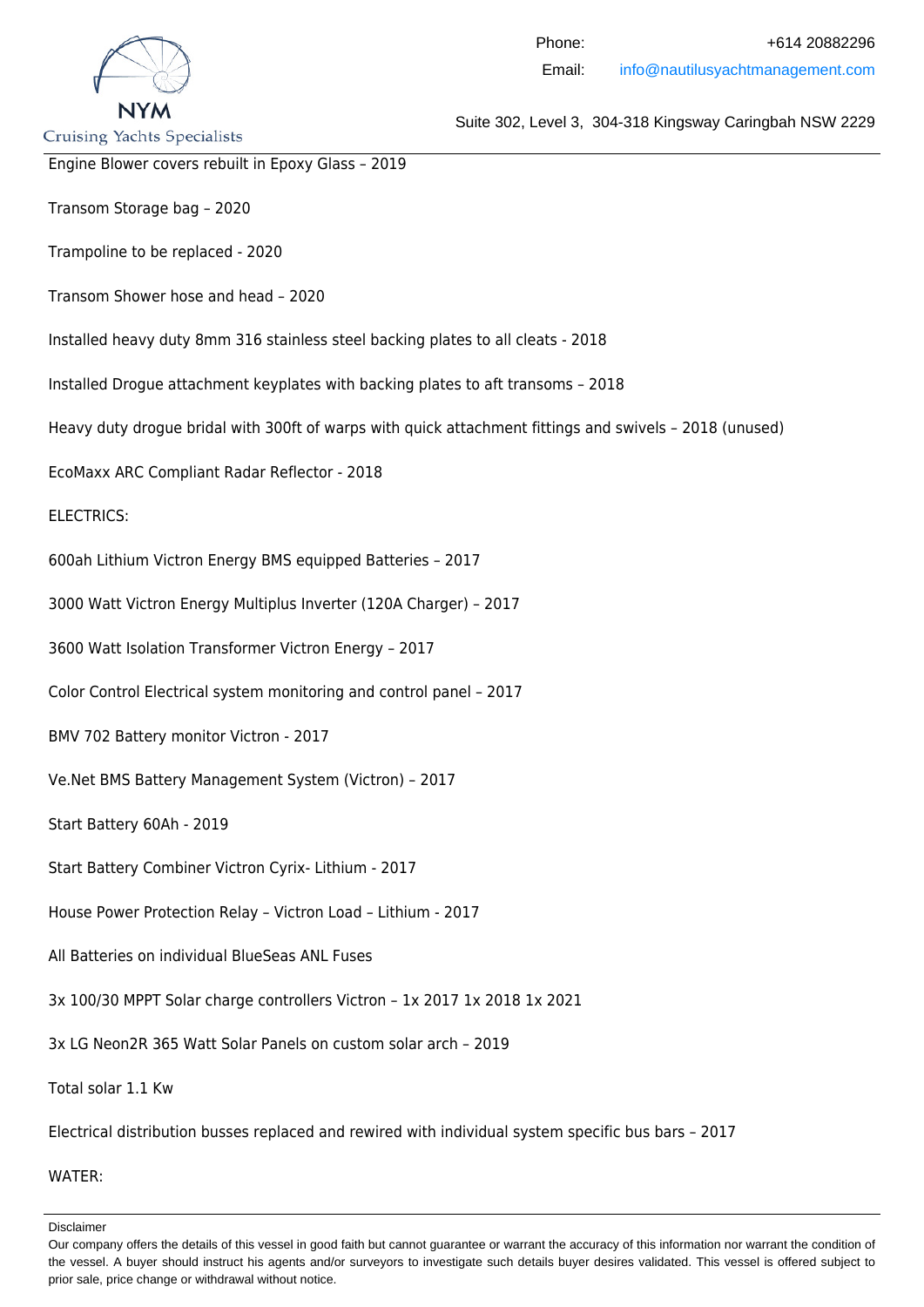Engine Blower covers rebuilt in Epoxy Glass – 2019

Transom Storage bag – 2020

Trampoline to be replaced - 2020

Transom Shower hose and head – 2020

Installed heavy duty 8mm 316 stainless steel backing plates to all cleats - 2018

Installed Drogue attachment keyplates with backing plates to aft transoms – 2018

Heavy duty drogue bridal with 300ft of warps with quick attachment fittings and swivels – 2018 (unused)

EcoMaxx ARC Compliant Radar Reflector - 2018

ELECTRICS:

600ah Lithium Victron Energy BMS equipped Batteries – 2017

3000 Watt Victron Energy Multiplus Inverter (120A Charger) – 2017

3600 Watt Isolation Transformer Victron Energy – 2017

Color Control Electrical system monitoring and control panel – 2017

BMV 702 Battery monitor Victron - 2017

Ve.Net BMS Battery Management System (Victron) – 2017

Start Battery 60Ah - 2019

Start Battery Combiner Victron Cyrix- Lithium - 2017

House Power Protection Relay – Victron Load – Lithium - 2017

All Batteries on individual BlueSeas ANL Fuses

3x 100/30 MPPT Solar charge controllers Victron – 1x 2017 1x 2018 1x 2021

3x LG Neon2R 365 Watt Solar Panels on custom solar arch – 2019

Total solar 1.1 Kw

Electrical distribution busses replaced and rewired with individual system specific bus bars – 2017

WATER:

Disclaimer

Our company offers the details of this vessel in good faith but cannot guarantee or warrant the accuracy of this information nor warrant the condition of the vessel. A buyer should instruct his agents and/or surveyors to investigate such details buyer desires validated. This vessel is offered subject to prior sale, price change or withdrawal without notice.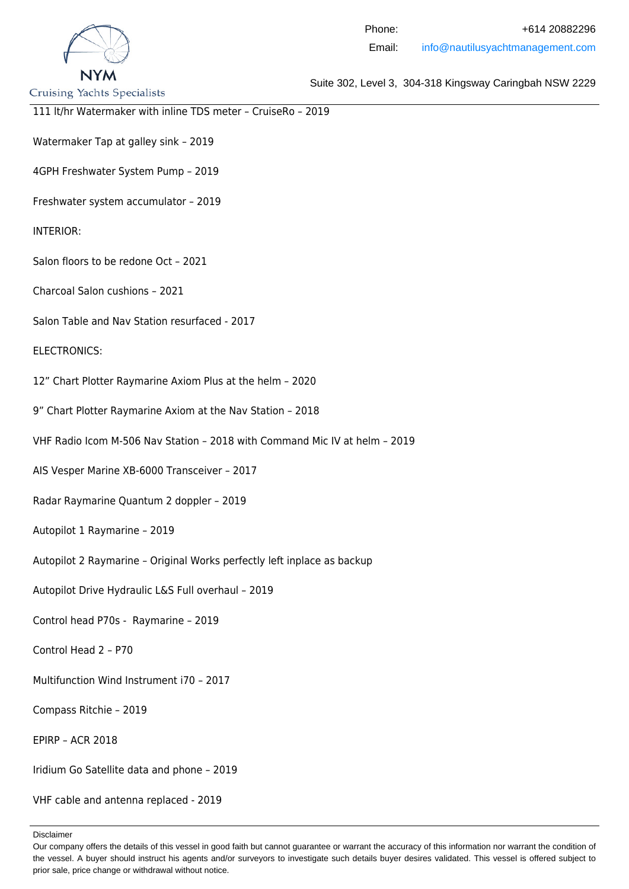111 lt/hr Watermaker with inline TDS meter – CruiseRo – 2019

Watermaker Tap at galley sink – 2019

4GPH Freshwater System Pump – 2019

Freshwater system accumulator – 2019

INTERIOR:

Salon floors to be redone Oct – 2021

Charcoal Salon cushions – 2021

Salon Table and Nav Station resurfaced - 2017

ELECTRONICS:

12" Chart Plotter Raymarine Axiom Plus at the helm – 2020

9" Chart Plotter Raymarine Axiom at the Nav Station – 2018

VHF Radio Icom M-506 Nav Station – 2018 with Command Mic IV at helm – 2019

AIS Vesper Marine XB-6000 Transceiver – 2017

Radar Raymarine Quantum 2 doppler – 2019

Autopilot 1 Raymarine – 2019

Autopilot 2 Raymarine – Original Works perfectly left inplace as backup

Autopilot Drive Hydraulic L&S Full overhaul – 2019

Control head P70s - Raymarine – 2019

Control Head 2 – P70

Multifunction Wind Instrument i70 – 2017

Compass Ritchie – 2019

EPIRP – ACR 2018

Iridium Go Satellite data and phone – 2019

VHF cable and antenna replaced - 2019

Disclaimer

Our company offers the details of this vessel in good faith but cannot guarantee or warrant the accuracy of this information nor warrant the condition of the vessel. A buyer should instruct his agents and/or surveyors to investigate such details buyer desires validated. This vessel is offered subject to prior sale, price change or withdrawal without notice.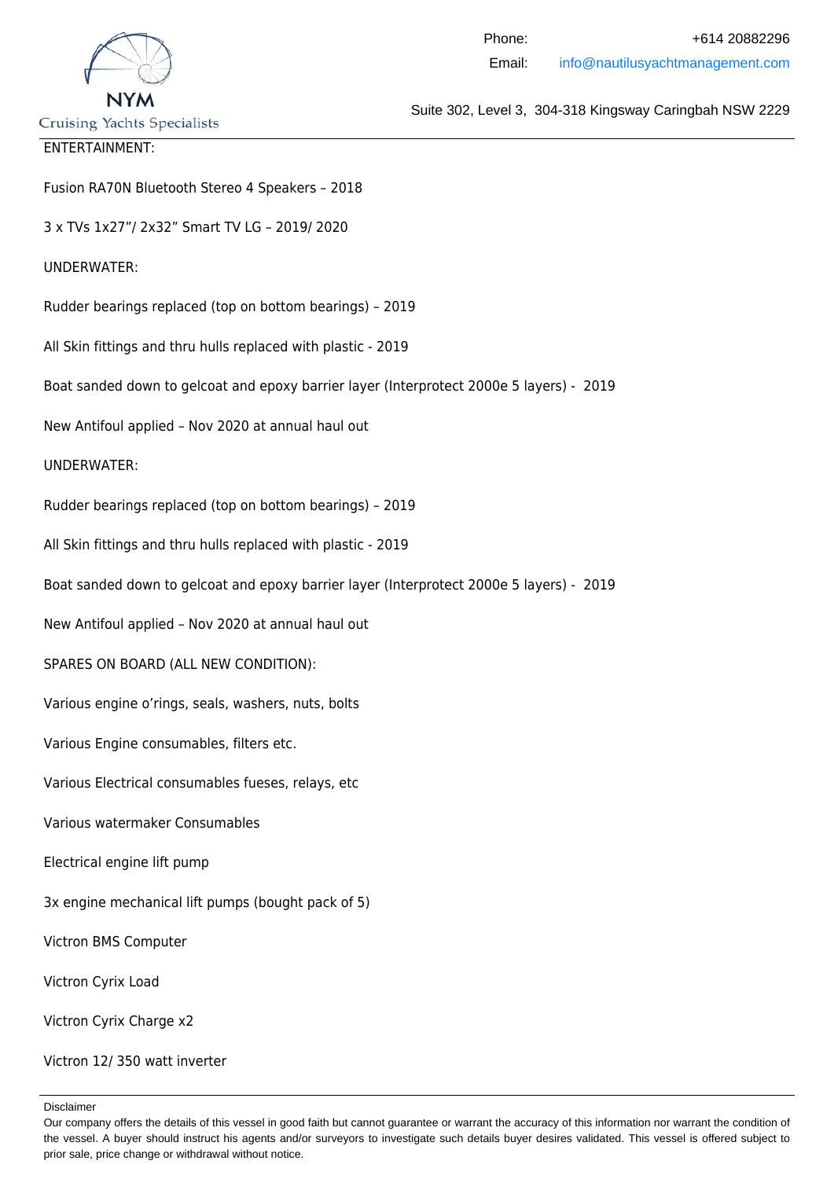ENTERTAINMENT:

Fusion RA70N Bluetooth Stereo 4 Speakers – 2018

3 x TVs 1x27"/ 2x32" Smart TV LG – 2019/ 2020

UNDERWATER:

Rudder bearings replaced (top on bottom bearings) – 2019

All Skin fittings and thru hulls replaced with plastic - 2019

Boat sanded down to gelcoat and epoxy barrier layer (Interprotect 2000e 5 layers) - 2019

New Antifoul applied – Nov 2020 at annual haul out

UNDERWATER:

Rudder bearings replaced (top on bottom bearings) – 2019

All Skin fittings and thru hulls replaced with plastic - 2019

Boat sanded down to gelcoat and epoxy barrier layer (Interprotect 2000e 5 layers) - 2019

New Antifoul applied – Nov 2020 at annual haul out

SPARES ON BOARD (ALL NEW CONDITION):

Various engine o'rings, seals, washers, nuts, bolts

Various Engine consumables, filters etc.

Various Electrical consumables fueses, relays, etc

Various watermaker Consumables

Electrical engine lift pump

3x engine mechanical lift pumps (bought pack of 5)

Victron BMS Computer

Victron Cyrix Load

Victron Cyrix Charge x2

Victron 12/ 350 watt inverter

Disclaimer

Our company offers the details of this vessel in good faith but cannot guarantee or warrant the accuracy of this information nor warrant the condition of the vessel. A buyer should instruct his agents and/or surveyors to investigate such details buyer desires validated. This vessel is offered subject to prior sale, price change or withdrawal without notice.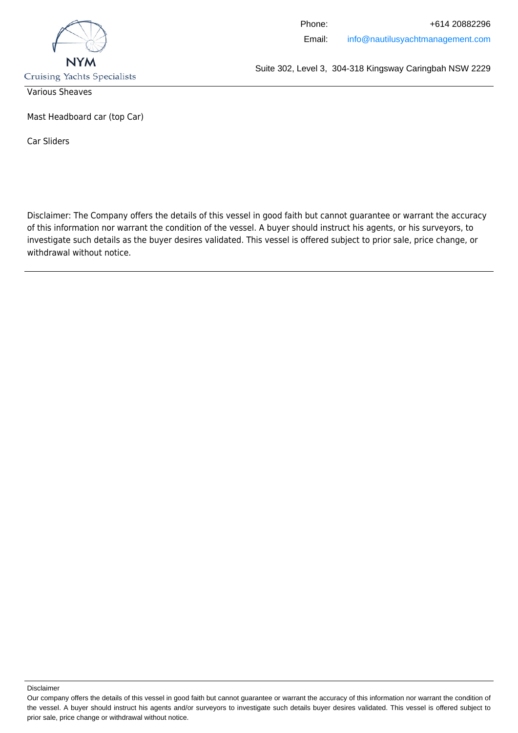Various Sheaves

Mast Headboard car (top Car)

Car Sliders

Disclaimer: The Company offers the details of this vessel in good faith but cannot guarantee or warrant the accuracy of this information nor warrant the condition of the vessel. A buyer should instruct his agents, or his surveyors, to investigate such details as the buyer desires validated. This vessel is offered subject to prior sale, price change, or withdrawal without notice.